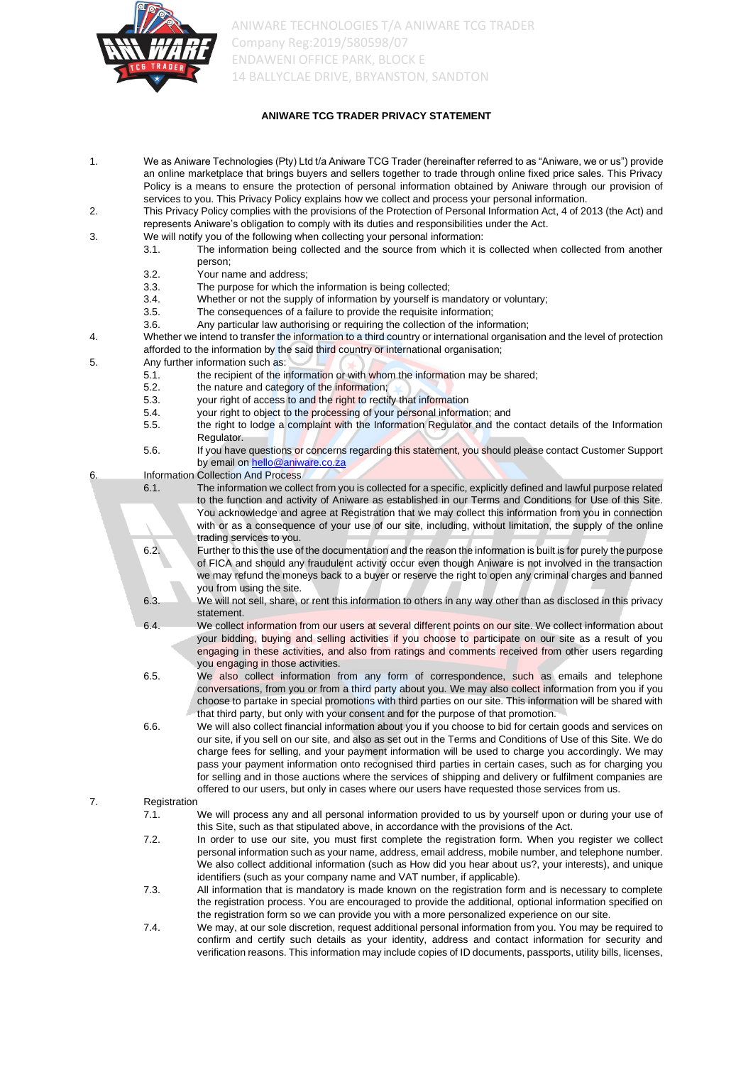ANIWARE TECHNOLOGIES T/A ANIWARE TCG TRADER
Company Reg:2019/580598/07
ENDAWENI OFFICE PARK, BLOCK E
14 BALLYCLAE DRIVE, BRYANSTON, SANDTON

**ANIWARE TCG TRADER PRIVACY STATEMENT**

1. We as Aniware Technologies (Pty) Ltd t/a Aniware TCG Trader (hereinafter referred to as "Aniware, we or us") provide an online marketplace that brings buyers and sellers together to trade through online fixed price sales. This Privacy Policy is a means to ensure the protection of personal information obtained by Aniware through our provision of services to you. This Privacy Policy explains how we collect and process your personal information.
2. This Privacy Policy complies with the provisions of the Protection of Personal Information Act, 4 of 2013 (the Act) and represents Aniware's obligation to comply with its duties and responsibilities under the Act.
3. We will notify you of the following when collecting your personal information:
   - 3.1. The information being collected and the source from which it is collected when collected from another person;
   - 3.2. Your name and address;
   - 3.3. The purpose for which the information is being collected;
   - 3.4. Whether or not the supply of information by yourself is mandatory or voluntary;
   - 3.5. The consequences of a failure to provide the requisite information;
   - 3.6. Any particular law authorising or requiring the collection of the information;
4. Whether we intend to transfer the information to a third country or international organisation and the level of protection afforded to the information by the said third country or international organisation;
5. Any further information such as:
   - 5.1. the recipient of the information or with whom the information may be shared;
   - 5.2. the nature and category of the information;
   - 5.3. your right of access to and the right to rectify that information
   - 5.4. your right to object to the processing of your personal information; and
   - 5.5. the right to lodge a complaint with the Information Regulator and the contact details of the Information Regulator.
   - 5.6. If you have questions or concerns regarding this statement, you should please contact Customer Support by email on hello@aniware.co.za
6. Information Collection And Process
   - 6.1. The information we collect from you is collected for a specific, explicitly defined and lawful purpose related to the function and activity of Aniware as established in our Terms and Conditions for Use of this Site. You acknowledge and agree at Registration that we may collect this information from you in connection with or as a consequence of your use of our site, including, without limitation, the supply of the online trading services to you.
   - 6.2. Further to this the use of the documentation and the reason the information is built is for purely the purpose of FICA and should any fraudulent activity occur even though Aniware is not involved in the transaction we may refund the moneys back to a buyer or reserve the right to open any criminal charges and banned you from using the site.
   - 6.3. We will not sell, share, or rent this information to others in any way other than as disclosed in this privacy statement.
   - 6.4. We collect information from our users at several different points on our site. We collect information about your bidding, buying and selling activities if you choose to participate on our site as a result of you engaging in these activities, and also from ratings and comments received from other users regarding you engaging in those activities.
   - 6.5. We also collect information from any form of correspondence, such as emails and telephone conversations, from you or from a third party about you. We may also collect information from you if you choose to partake in special promotions with third parties on our site. This information will be shared with that third party, but only with your consent and for the purpose of that promotion.
   - 6.6. We will also collect financial information about you if you choose to bid for certain goods and services on our site, if you sell on our site, and also as set out in the Terms and Conditions of Use of this Site. We do charge fees for selling, and your payment information will be used to charge you accordingly. We may pass your payment information onto recognised third parties in certain cases, such as for charging you for selling and in those auctions where the services of shipping and delivery or fulfilment companies are offered to our users, but only in cases where our users have requested those services from us.
7. Registration
   - 7.1. We will process any and all personal information provided to us by yourself upon or during your use of this Site, such as that stipulated above, in accordance with the provisions of the Act.
   - 7.2. In order to use our site, you must first complete the registration form. When you register we collect personal information such as your name, address, email address, mobile number, and telephone number. We also collect additional information (such as How did you hear about us?, your interests), and unique identifiers (such as your company name and VAT number, if applicable).
   - 7.3. All information that is mandatory is made known on the registration form and is necessary to complete the registration process. You are encouraged to provide the additional, optional information specified on the registration form so we can provide you with a more personalized experience on our site.
   - 7.4. We may, at our sole discretion, request additional personal information from you. You may be required to confirm and certify such details as your identity, address and contact information for security and verification reasons. This information may include copies of ID documents, passports, utility bills, licenses,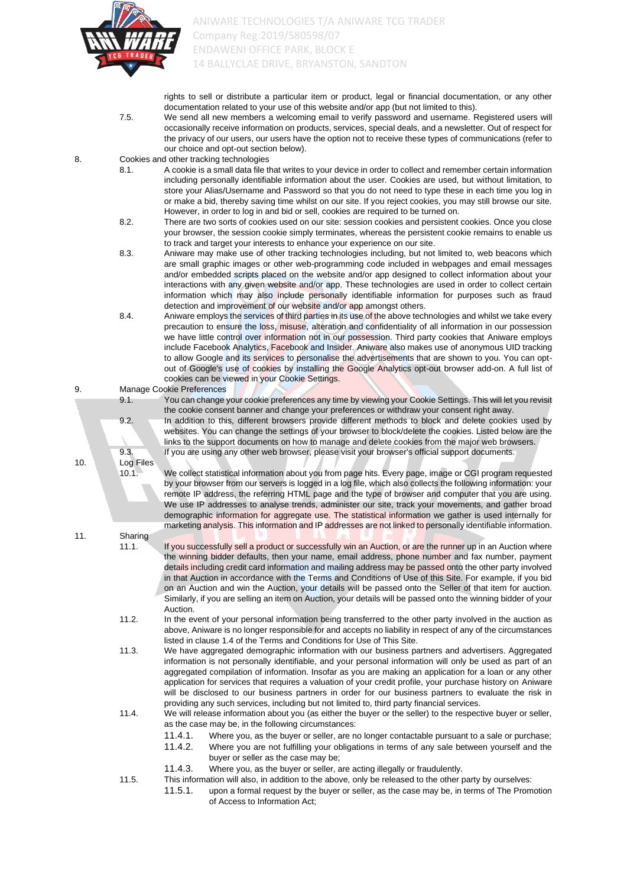rights to sell or distribute a particular item or product, legal or financial documentation, or any other documentation related to your use of this website and/or app (but not limited to this).

7.5. We send all new members a welcoming email to verify password and username. Registered users will occasionally receive information on products, services, special deals, and a newsletter. Out of respect for the privacy of our users, our users have the option not to receive these types of communications (refer to our choice and opt-out section below).

8. Cookies and other tracking technologies

8.1. A cookie is a small data file that writes to your device in order to collect and remember certain information including personally identifiable information about the user. Cookies are used, but without limitation, to store your Alias/Username and Password so that you do not need to type these in each time you log in or make a bid, thereby saving time whilst on our site. If you reject cookies, you may still browse our site. However, in order to log in and bid or sell, cookies are required to be turned on.

8.2. There are two sorts of cookies used on our site: session cookies and persistent cookies. Once you close your browser, the session cookie simply terminates, whereas the persistent cookie remains to enable us to track and target your interests to enhance your experience on our site.

8.3. Aniware may make use of other tracking technologies including, but not limited to, web beacons which are small graphic images or other web-programming code included in webpages and email messages and/or embedded scripts placed on the website and/or app designed to collect information about your interactions with any given website and/or app. These technologies are used in order to collect certain information which may also include personally identifiable information for purposes such as fraud detection and improvement of our website and/or app amongst others.

8.4. Aniware employs the services of third parties in its use of the above technologies and whilst we take every precaution to ensure the loss, misuse, alteration and confidentiality of all information in our possession we have little control over information not in our possession. Third party cookies that Aniware employs include Facebook Analytics, Facebook and Insider. Aniware also makes use of anonymous UID tracking to allow Google and its services to personalise the advertisements that are shown to you. You can opt-out of Google's use of cookies by installing the Google Analytics opt-out browser add-on. A full list of cookies can be viewed in your Cookie Settings.

9. Manage Cookie Preferences

9.1. You can change your cookie preferences any time by viewing your Cookie Settings. This will let you revisit the cookie consent banner and change your preferences or withdraw your consent right away.

9.2. In addition to this, different browsers provide different methods to block and delete cookies used by websites. You can change the settings of your browser to block/delete the cookies. Listed below are the links to the support documents on how to manage and delete cookies from the major web browsers.

9.3. If you are using any other web browser, please visit your browser's official support documents.

10. Log Files

10.1. We collect statistical information about you from page hits. Every page, image or CGI program requested by your browser from our servers is logged in a log file, which also collects the following information: your remote IP address, the referring HTML page and the type of browser and computer that you are using. We use IP addresses to analyse trends, administer our site, track your movements, and gather broad demographic information for aggregate use. The statistical information we gather is used internally for marketing analysis. This information and IP addresses are not linked to personally identifiable information.

11. Sharing

11.1. If you successfully sell a product or successfully win an Auction, or are the runner up in an Auction where the winning bidder defaults, then your name, email address, phone number and fax number, payment details including credit card information and mailing address may be passed onto the other party involved in that Auction in accordance with the Terms and Conditions of Use of this Site. For example, if you bid on an Auction and win the Auction, your details will be passed onto the Seller of that item for auction. Similarly, if you are selling an item on Auction, your details will be passed onto the winning bidder of your Auction.

11.2. In the event of your personal information being transferred to the other party involved in the auction as above, Aniware is no longer responsible for and accepts no liability in respect of any of the circumstances listed in clause 1.4 of the Terms and Conditions for Use of This Site.

11.3. We have aggregated demographic information with our business partners and advertisers. Aggregated information is not personally identifiable, and your personal information will only be used as part of an aggregated compilation of information. Insofar as you are making an application for a loan or any other application for services that requires a valuation of your credit profile, your purchase history on Aniware will be disclosed to our business partners in order for our business partners to evaluate the risk in providing any such services, including but not limited to, third party financial services.

11.4. We will release information about you (as either the buyer or the seller) to the respective buyer or seller, as the case may be, in the following circumstances:

- 11.4.1. Where you, as the buyer or seller, are no longer contactable pursuant to a sale or purchase;
- 11.4.2. Where you are not fulfilling your obligations in terms of any sale between yourself and the buyer or seller as the case may be;
- 11.4.3. Where you, as the buyer or seller, are acting illegally or fraudulently.

11.5. This information will also, in addition to the above, only be released to the other party by ourselves:

- 11.5.1. upon a formal request by the buyer or seller, as the case may be, in terms of The Promotion of Access to Information Act;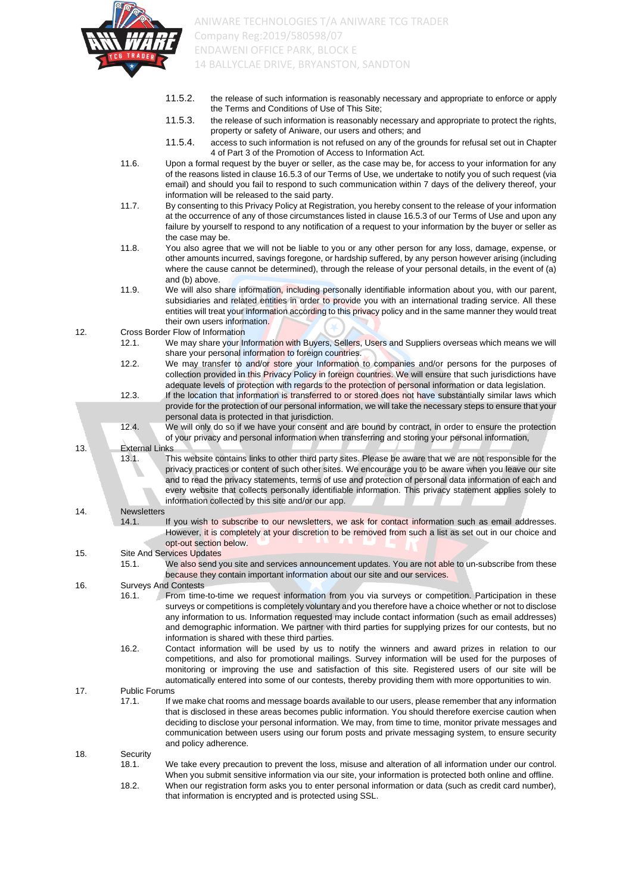11.5.2. the release of such information is reasonably necessary and appropriate to enforce or apply the Terms and Conditions of Use of This Site;

11.5.3. the release of such information is reasonably necessary and appropriate to protect the rights, property or safety of Aniware, our users and others; and

11.5.4. access to such information is not refused on any of the grounds for refusal set out in Chapter 4 of Part 3 of the Promotion of Access to Information Act.

11.6. Upon a formal request by the buyer or seller, as the case may be, for access to your information for any of the reasons listed in clause 16.5.3 of our Terms of Use, we undertake to notify you of such request (via email) and should you fail to respond to such communication within 7 days of the delivery thereof, your information will be released to the said party.

11.7. By consenting to this Privacy Policy at Registration, you hereby consent to the release of your information at the occurrence of any of those circumstances listed in clause 16.5.3 of our Terms of Use and upon any failure by yourself to respond to any notification of a request to your information by the buyer or seller as the case may be.

11.8. You also agree that we will not be liable to you or any other person for any loss, damage, expense, or other amounts incurred, savings foregone, or hardship suffered, by any person however arising (including where the cause cannot be determined), through the release of your personal details, in the event of (a) and (b) above.

11.9. We will also share information, including personally identifiable information about you, with our parent, subsidiaries and related entities in order to provide you with an international trading service. All these entities will treat your information according to this privacy policy and in the same manner they would treat their own users information.

12. Cross Border Flow of Information

12.1. We may share your Information with Buyers, Sellers, Users and Suppliers overseas which means we will share your personal information to foreign countries.

12.2. We may transfer to and/or store your Information to companies and/or persons for the purposes of collection provided in this Privacy Policy in foreign countries. We will ensure that such jurisdictions have adequate levels of protection with regards to the protection of personal information or data legislation.

12.3. If the location that information is transferred to or stored does not have substantially similar laws which provide for the protection of our personal information, we will take the necessary steps to ensure that your personal data is protected in that jurisdiction.

12.4. We will only do so if we have your consent and are bound by contract, in order to ensure the protection of your privacy and personal information when transferring and storing your personal information,

13. External Links

13.1. This website contains links to other third party sites. Please be aware that we are not responsible for the privacy practices or content of such other sites. We encourage you to be aware when you leave our site and to read the privacy statements, terms of use and protection of personal data information of each and every website that collects personally identifiable information. This privacy statement applies solely to information collected by this site and/or our app.

14. Newsletters

14.1. If you wish to subscribe to our newsletters, we ask for contact information such as email addresses. However, it is completely at your discretion to be removed from such a list as set out in our choice and opt-out section below.

15. Site And Services Updates

15.1. We also send you site and services announcement updates. You are not able to un-subscribe from these because they contain important information about our site and our services.

16. Surveys And Contests

16.1. From time-to-time we request information from you via surveys or competition. Participation in these surveys or competitions is completely voluntary and you therefore have a choice whether or not to disclose any information to us. Information requested may include contact information (such as email addresses) and demographic information. We partner with third parties for supplying prizes for our contests, but no information is shared with these third parties.

16.2. Contact information will be used by us to notify the winners and award prizes in relation to our competitions, and also for promotional mailings. Survey information will be used for the purposes of monitoring or improving the use and satisfaction of this site. Registered users of our site will be automatically entered into some of our contests, thereby providing them with more opportunities to win.

17. Public Forums

17.1. If we make chat rooms and message boards available to our users, please remember that any information that is disclosed in these areas becomes public information. You should therefore exercise caution when deciding to disclose your personal information. We may, from time to time, monitor private messages and communication between users using our forum posts and private messaging system, to ensure security and policy adherence.

18. Security

18.1. We take every precaution to prevent the loss, misuse and alteration of all information under our control. When you submit sensitive information via our site, your information is protected both online and offline.

18.2. When our registration form asks you to enter personal information or data (such as credit card number), that information is encrypted and is protected using SSL.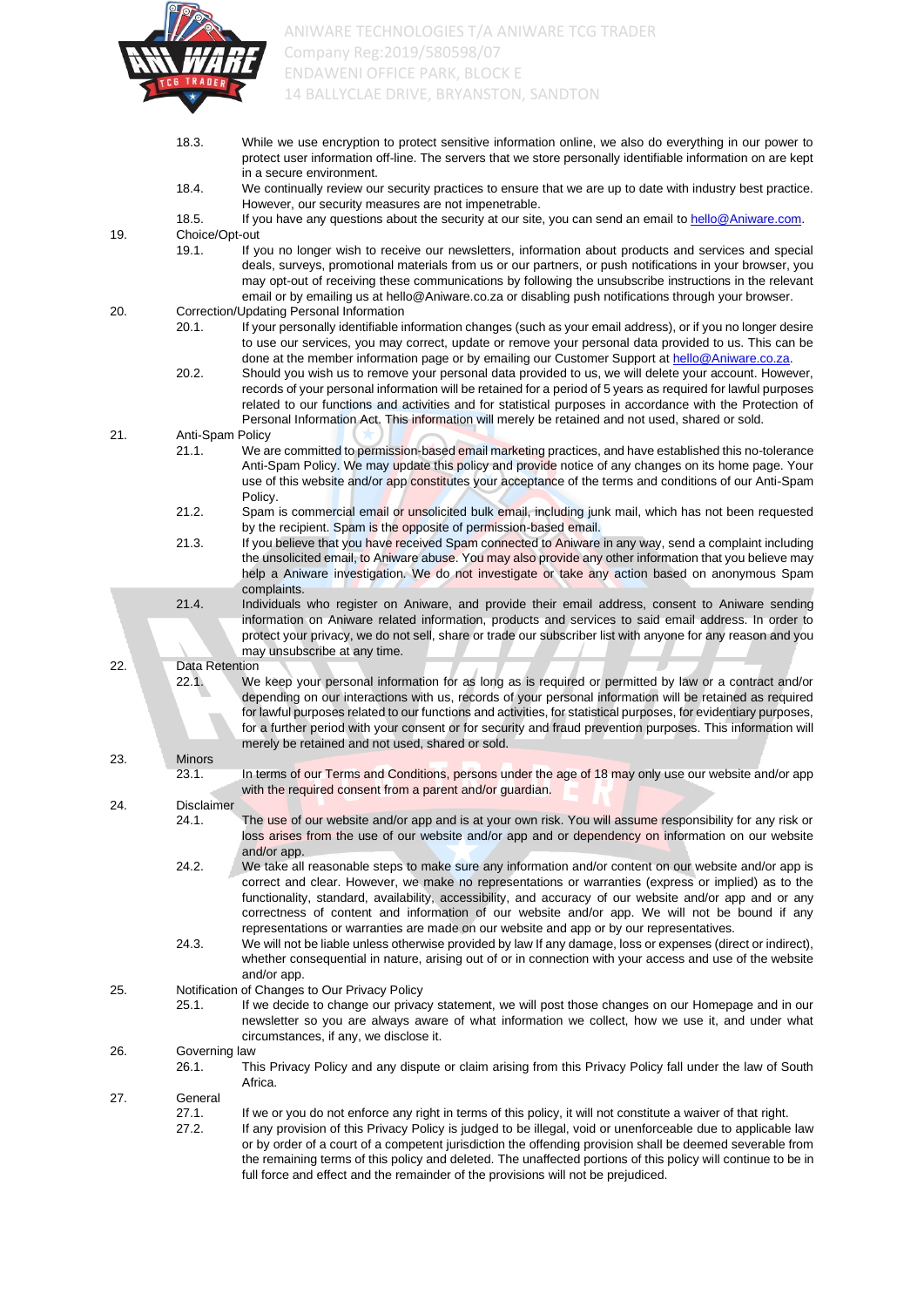18.3. While we use encryption to protect sensitive information online, we also do everything in our power to protect user information off-line. The servers that we store personally identifiable information on are kept in a secure environment.

18.4. We continually review our security practices to ensure that we are up to date with industry best practice. However, our security measures are not impenetrable.

18.5. If you have any questions about the security at our site, you can send an email to hello@Aniware.com.

19. Choice/Opt-out

19.1. If you no longer wish to receive our newsletters, information about products and services and special deals, surveys, promotional materials from us or our partners, or push notifications in your browser, you may opt-out of receiving these communications by following the unsubscribe instructions in the relevant email or by emailing us at hello@Aniware.co.za or disabling push notifications through your browser.

20. Correction/Updating Personal Information

20.1. If your personally identifiable information changes (such as your email address), or if you no longer desire to use our services, you may correct, update or remove your personal data provided to us. This can be done at the member information page or by emailing our Customer Support at hello@Aniware.co.za.

20.2. Should you wish us to remove your personal data provided to us, we will delete your account. However, records of your personal information will be retained for a period of 5 years as required for lawful purposes related to our functions and activities and for statistical purposes in accordance with the Protection of Personal Information Act. This information will merely be retained and not used, shared or sold.

21. Anti-Spam Policy

21.1. We are committed to permission-based email marketing practices, and have established this no-tolerance Anti-Spam Policy. We may update this policy and provide notice of any changes on its home page. Your use of this website and/or app constitutes your acceptance of the terms and conditions of our Anti-Spam Policy.

21.2. Spam is commercial email or unsolicited bulk email, including junk mail, which has not been requested by the recipient. Spam is the opposite of permission-based email.

21.3. If you believe that you have received Spam connected to Aniware in any way, send a complaint including the unsolicited email, to Aniware abuse. You may also provide any other information that you believe may help a Aniware investigation. We do not investigate or take any action based on anonymous Spam complaints.

21.4. Individuals who register on Aniware, and provide their email address, consent to Aniware sending information on Aniware related information, products and services to said email address. In order to protect your privacy, we do not sell, share or trade our subscriber list with anyone for any reason and you may unsubscribe at any time.

22. Data Retention

22.1. We keep your personal information for as long as is required or permitted by law or a contract and/or depending on our interactions with us, records of your personal information will be retained as required for lawful purposes related to our functions and activities, for statistical purposes, for evidentiary purposes, for a further period with your consent or for security and fraud prevention purposes. This information will merely be retained and not used, shared or sold.

23. Minors

23.1. In terms of our Terms and Conditions, persons under the age of 18 may only use our website and/or app with the required consent from a parent and/or guardian.

24. Disclaimer

24.1. The use of our website and/or app and is at your own risk. You will assume responsibility for any risk or loss arises from the use of our website and/or app and or dependency on information on our website and/or app.

24.2. We take all reasonable steps to make sure any information and/or content on our website and/or app is correct and clear. However, we make no representations or warranties (express or implied) as to the functionality, standard, availability, accessibility, and accuracy of our website and/or app and or any correctness of content and information of our website and/or app. We will not be bound if any representations or warranties are made on our website and app or by our representatives.

24.3. We will not be liable unless otherwise provided by law If any damage, loss or expenses (direct or indirect), whether consequential in nature, arising out of or in connection with your access and use of the website and/or app.

25. Notification of Changes to Our Privacy Policy

25.1. If we decide to change our privacy statement, we will post those changes on our Homepage and in our newsletter so you are always aware of what information we collect, how we use it, and under what circumstances, if any, we disclose it.

26. Governing law

26.1. This Privacy Policy and any dispute or claim arising from this Privacy Policy fall under the law of South Africa.

27. General

27.1. If we or you do not enforce any right in terms of this policy, it will not constitute a waiver of that right.

27.2. If any provision of this Privacy Policy is judged to be illegal, void or unenforceable due to applicable law or by order of a court of a competent jurisdiction the offending provision shall be deemed severable from the remaining terms of this policy and deleted. The unaffected portions of this policy will continue to be in full force and effect and the remainder of the provisions will not be prejudiced.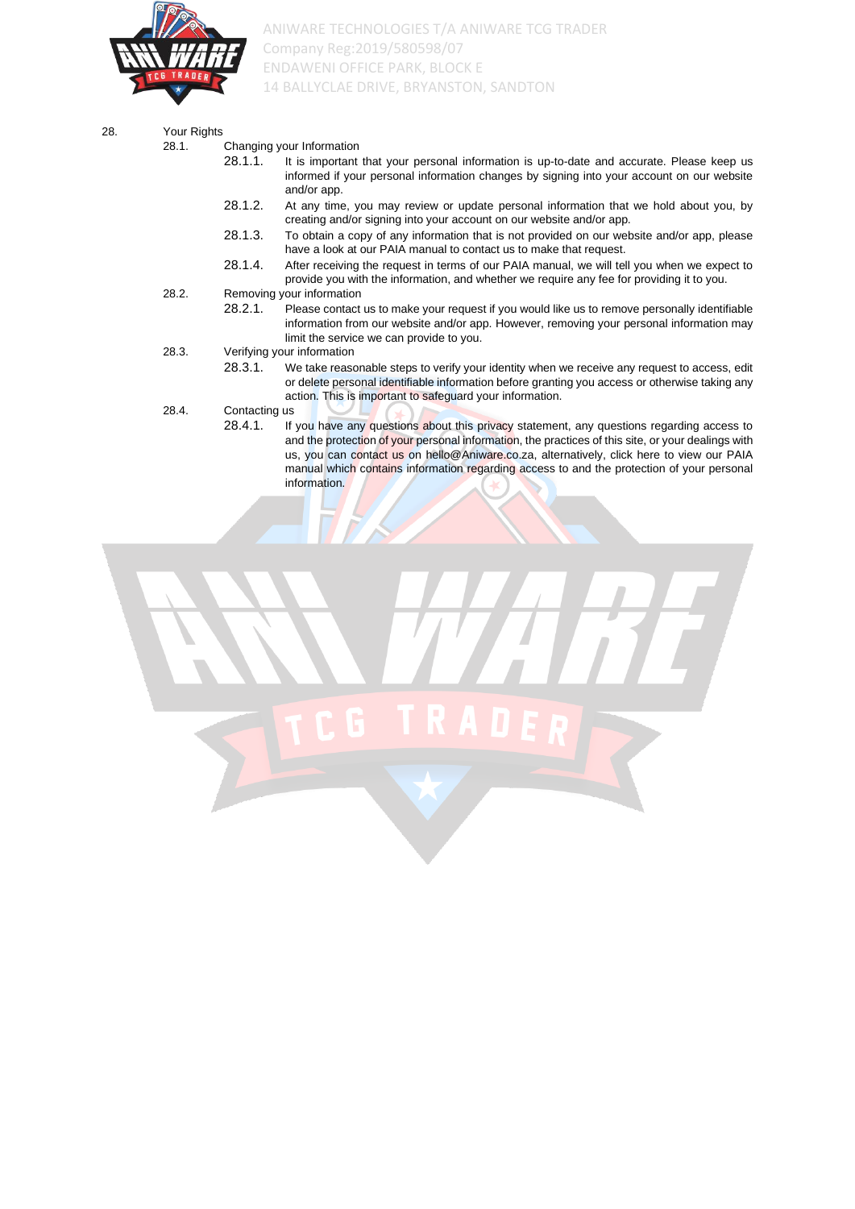## 28. Your Rights

### 28.1. Changing your Information

28.1.1. It is important that your personal information is up-to-date and accurate. Please keep us informed if your personal information changes by signing into your account on our website and/or app.

28.1.2. At any time, you may review or update personal information that we hold about you, by creating and/or signing into your account on our website and/or app.

28.1.3. To obtain a copy of any information that is not provided on our website and/or app, please have a look at our PAIA manual to contact us to make that request.

28.1.4. After receiving the request in terms of our PAIA manual, we will tell you when we expect to provide you with the information, and whether we require any fee for providing it to you.

### 28.2. Removing your information

28.2.1. Please contact us to make your request if you would like us to remove personally identifiable information from our website and/or app. However, removing your personal information may limit the service we can provide to you.

### 28.3. Verifying your information

28.3.1. We take reasonable steps to verify your identity when we receive any request to access, edit or delete personal identifiable information before granting you access or otherwise taking any action. This is important to safeguard your information.

### 28.4. Contacting us

28.4.1. If you have any questions about this privacy statement, any questions regarding access to and the protection of your personal information, the practices of this site, or your dealings with us, you can contact us on hello@Aniware.co.za, alternatively, click here to view our PAIA manual which contains information regarding access to and the protection of your personal information.